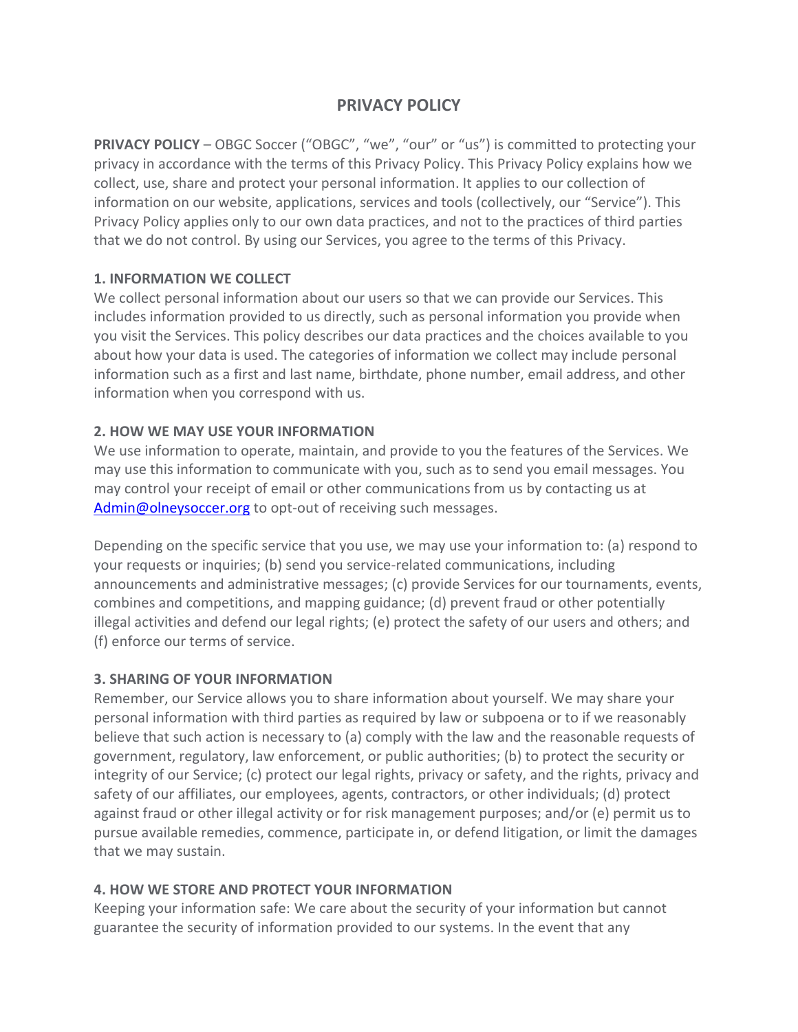# PRIVACY POLICY

**PRIVACY POLICY** – OBGC Soccer ("OBGC", "we", "our" or "us") is committed to protecting your privacy in accordance with the terms of this Privacy Policy. This Privacy Policy explains how we collect, use, share and protect your personal information. It applies to our collection of information on our website, applications, services and tools (collectively, our "Service"). This Privacy Policy applies only to our own data practices, and not to the practices of third parties that we do not control. By using our Services, you agree to the terms of this Privacy.

**1. INFORMATION WE COLLECT**

We collect personal information about our users so that we can provide our Services. This includes information provided to us directly, such as personal information you provide when you visit the Services. This policy describes our data practices and the choices available to you about how your data is used. The categories of information we collect may include personal information such as a first and last name, birthdate, phone number, email address, and other information when you correspond with us.

**2. HOW WE MAY USE YOUR INFORMATION**

We use information to operate, maintain, and provide to you the features of the Services. We may use this information to communicate with you, such as to send you email messages. You may control your receipt of email or other communications from us by contacting us at [Admin@olneysoccer.org](mailto:Admin@olneysoccer.org) to opt-out of receiving such messages.

Depending on the specific service that you use, we may use your information to: (a) respond to your requests or inquiries; (b) send you service-related communications, including announcements and administrative messages; (c) provide Services for our tournaments, events, combines and competitions, and mapping guidance; (d) prevent fraud or other potentially illegal activities and defend our legal rights; (e) protect the safety of our users and others; and (f) enforce our terms of service.

**3. SHARING OF YOUR INFORMATION**

Remember, our Service allows you to share information about yourself. We may share your personal information with third parties as required by law or subpoena or to if we reasonably believe that such action is necessary to (a) comply with the law and the reasonable requests of government, regulatory, law enforcement, or public authorities; (b) to protect the security or integrity of our Service; (c) protect our legal rights, privacy or safety, and the rights, privacy and safety of our affiliates, our employees, agents, contractors, or other individuals; (d) protect against fraud or other illegal activity or for risk management purposes; and/or (e) permit us to pursue available remedies, commence, participate in, or defend litigation, or limit the damages that we may sustain.

**4. HOW WE STORE AND PROTECT YOUR INFORMATION**

Keeping your information safe: We care about the security of your information but cannot guarantee the security of information provided to our systems. In the event that any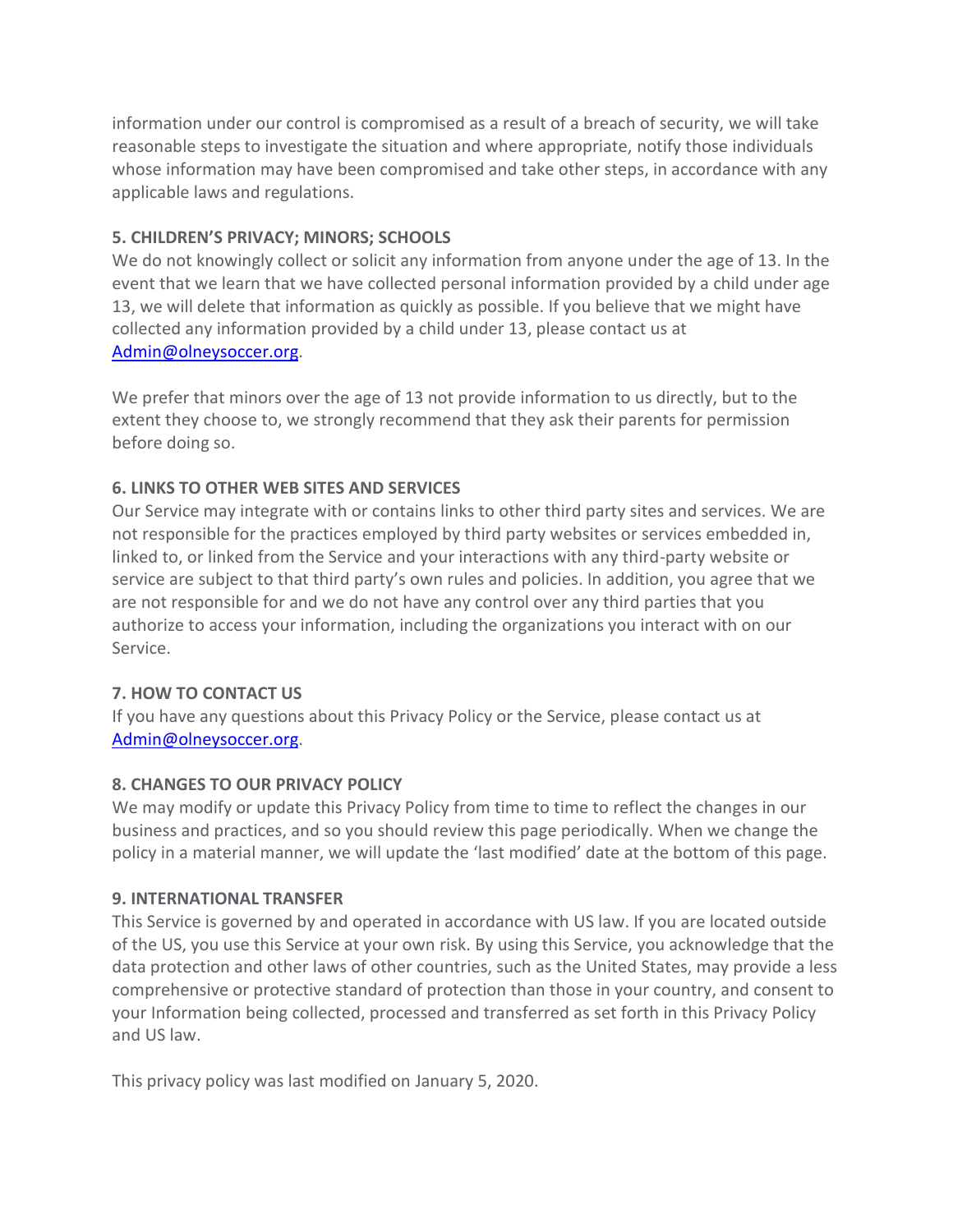information under our control is compromised as a result of a breach of security, we will take reasonable steps to investigate the situation and where appropriate, notify those individuals whose information may have been compromised and take other steps, in accordance with any applicable laws and regulations.

**5. CHILDREN'S PRIVACY; MINORS; SCHOOLS**

We do not knowingly collect or solicit any information from anyone under the age of 13. In the event that we learn that we have collected personal information provided by a child under age 13, we will delete that information as quickly as possible. If you believe that we might have collected any information provided by a child under 13, please contact us at [Admin@olneysoccer.org](mailto:Admin@olneysoccer.org).

We prefer that minors over the age of 13 not provide information to us directly, but to the extent they choose to, we strongly recommend that they ask their parents for permission before doing so.

**6. LINKS TO OTHER WEB SITES AND SERVICES**

Our Service may integrate with or contains links to other third party sites and services. We are not responsible for the practices employed by third party websites or services embedded in, linked to, or linked from the Service and your interactions with any third-party website or service are subject to that third party's own rules and policies. In addition, you agree that we are not responsible for and we do not have any control over any third parties that you authorize to access your information, including the organizations you interact with on our Service.

**7. HOW TO CONTACT US**

If you have any questions about this Privacy Policy or the Service, please contact us at [Admin@olneysoccer.org](mailto:Admin@olneysoccer.org).

**8. CHANGES TO OUR PRIVACY POLICY**

We may modify or update this Privacy Policy from time to time to reflect the changes in our business and practices, and so you should review this page periodically. When we change the policy in a material manner, we will update the 'last modified' date at the bottom of this page.

**9. INTERNATIONAL TRANSFER**

This Service is governed by and operated in accordance with US law. If you are located outside of the US, you use this Service at your own risk. By using this Service, you acknowledge that the data protection and other laws of other countries, such as the United States, may provide a less comprehensive or protective standard of protection than those in your country, and consent to your Information being collected, processed and transferred as set forth in this Privacy Policy and US law.

This privacy policy was last modified on January 5, 2020.